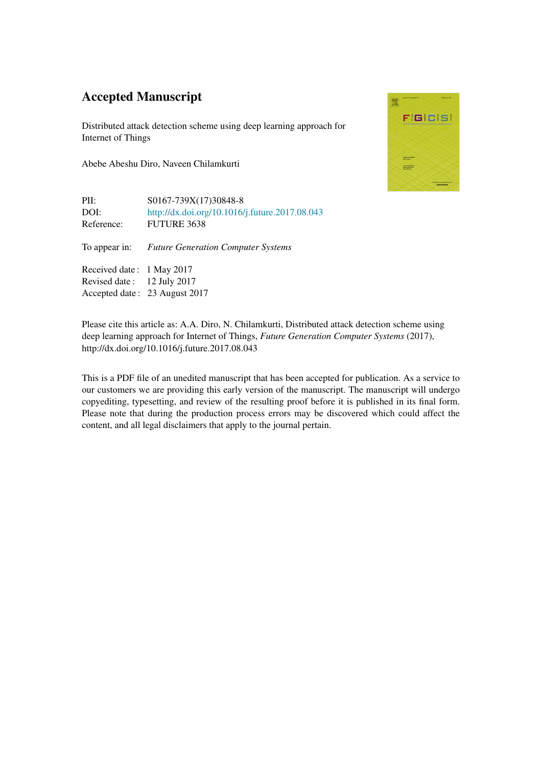# Accepted Manuscript

Distributed attack detection scheme using deep learning approach for Internet of Things

Abebe Abeshu Diro, Naveen Chilamkurti

PII: S0167-739X(17)30848-8
DOI: http://dx.doi.org/10.1016/j.future.2017.08.043
Reference: FUTURE 3638

To appear in: *Future Generation Computer Systems*

Received date : 1 May 2017
Revised date : 12 July 2017
Accepted date : 23 August 2017

Please cite this article as: A.A. Diro, N. Chilamkurti, Distributed attack detection scheme using deep learning approach for Internet of Things, *Future Generation Computer Systems* (2017), http://dx.doi.org/10.1016/j.future.2017.08.043

This is a PDF file of an unedited manuscript that has been accepted for publication. As a service to our customers we are providing this early version of the manuscript. The manuscript will undergo copyediting, typesetting, and review of the resulting proof before it is published in its final form. Please note that during the production process errors may be discovered which could affect the content, and all legal disclaimers that apply to the journal pertain.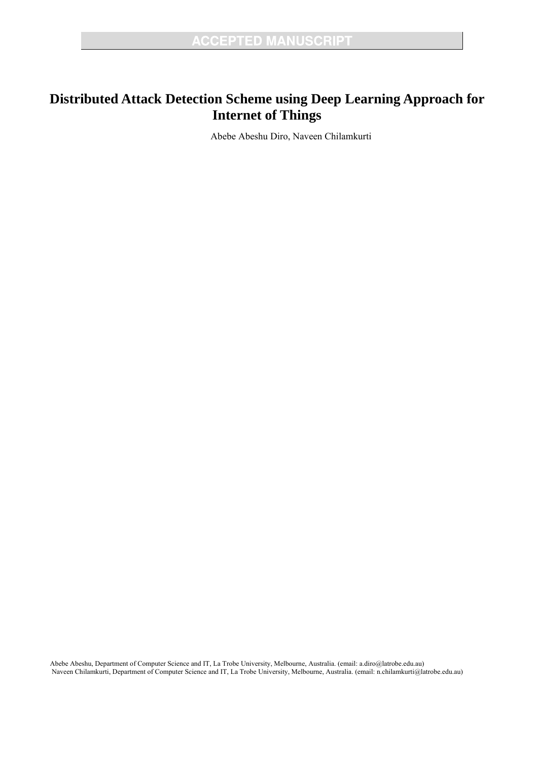# Distributed Attack Detection Scheme using Deep Learning Approach for Internet of Things

Abebe Abeshu Diro, Naveen Chilamkurti

Abebe Abeshu, Department of Computer Science and IT, La Trobe University, Melbourne, Australia. (email: a.diro@latrobe.edu.au)
Naveen Chilamkurti, Department of Computer Science and IT, La Trobe University, Melbourne, Australia. (email: n.chilamkurti@latrobe.edu.au)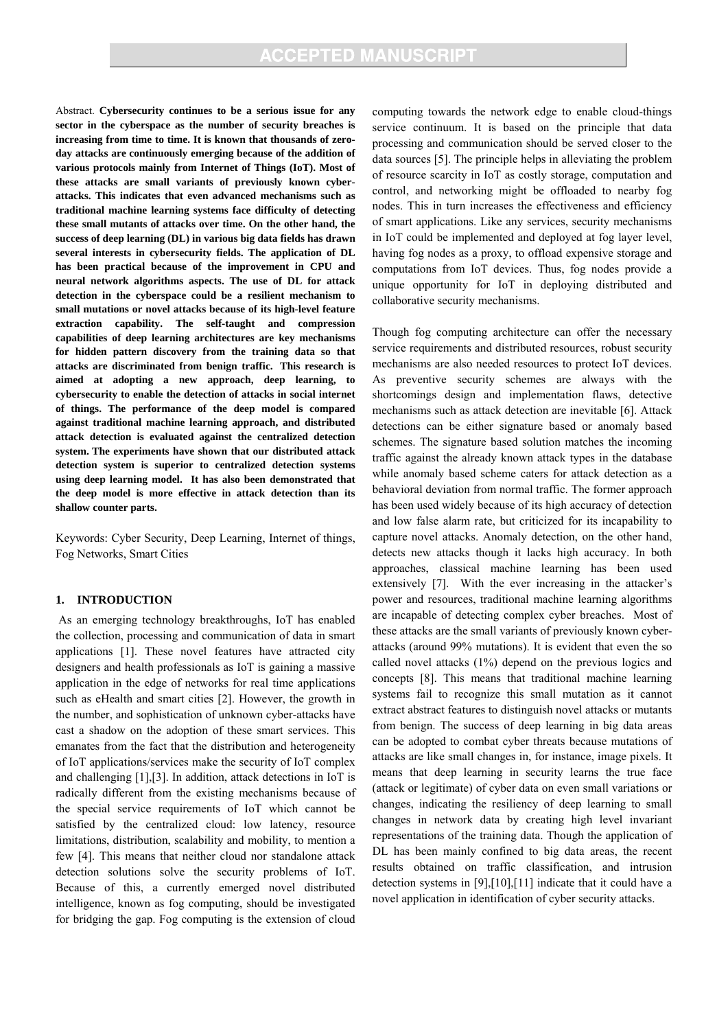Abstract. **Cybersecurity continues to be a serious issue for any sector in the cyberspace as the number of security breaches is increasing from time to time. It is known that thousands of zero-day attacks are continuously emerging because of the addition of various protocols mainly from Internet of Things (IoT). Most of these attacks are small variants of previously known cyber-attacks. This indicates that even advanced mechanisms such as traditional machine learning systems face difficulty of detecting these small mutants of attacks over time. On the other hand, the success of deep learning (DL) in various big data fields has drawn several interests in cybersecurity fields. The application of DL has been practical because of the improvement in CPU and neural network algorithms aspects. The use of DL for attack detection in the cyberspace could be a resilient mechanism to small mutations or novel attacks because of its high-level feature extraction capability. The self-taught and compression capabilities of deep learning architectures are key mechanisms for hidden pattern discovery from the training data so that attacks are discriminated from benign traffic. This research is aimed at adopting a new approach, deep learning, to cybersecurity to enable the detection of attacks in social internet of things. The performance of the deep model is compared against traditional machine learning approach, and distributed attack detection is evaluated against the centralized detection system. The experiments have shown that our distributed attack detection system is superior to centralized detection systems using deep learning model. It has also been demonstrated that the deep model is more effective in attack detection than its shallow counter parts.**

Keywords: Cyber Security, Deep Learning, Internet of things, Fog Networks, Smart Cities

## 1. INTRODUCTION

As an emerging technology breakthroughs, IoT has enabled the collection, processing and communication of data in smart applications [1]. These novel features have attracted city designers and health professionals as IoT is gaining a massive application in the edge of networks for real time applications such as eHealth and smart cities [2]. However, the growth in the number, and sophistication of unknown cyber-attacks have cast a shadow on the adoption of these smart services. This emanates from the fact that the distribution and heterogeneity of IoT applications/services make the security of IoT complex and challenging [1],[3]. In addition, attack detections in IoT is radically different from the existing mechanisms because of the special service requirements of IoT which cannot be satisfied by the centralized cloud: low latency, resource limitations, distribution, scalability and mobility, to mention a few [4]. This means that neither cloud nor standalone attack detection solutions solve the security problems of IoT. Because of this, a currently emerged novel distributed intelligence, known as fog computing, should be investigated for bridging the gap. Fog computing is the extension of cloud computing towards the network edge to enable cloud-things service continuum. It is based on the principle that data processing and communication should be served closer to the data sources [5]. The principle helps in alleviating the problem of resource scarcity in IoT as costly storage, computation and control, and networking might be offloaded to nearby fog nodes. This in turn increases the effectiveness and efficiency of smart applications. Like any services, security mechanisms in IoT could be implemented and deployed at fog layer level, having fog nodes as a proxy, to offload expensive storage and computations from IoT devices. Thus, fog nodes provide a unique opportunity for IoT in deploying distributed and collaborative security mechanisms.

Though fog computing architecture can offer the necessary service requirements and distributed resources, robust security mechanisms are also needed resources to protect IoT devices. As preventive security schemes are always with the shortcomings design and implementation flaws, detective mechanisms such as attack detection are inevitable [6]. Attack detections can be either signature based or anomaly based schemes. The signature based solution matches the incoming traffic against the already known attack types in the database while anomaly based scheme caters for attack detection as a behavioral deviation from normal traffic. The former approach has been used widely because of its high accuracy of detection and low false alarm rate, but criticized for its incapability to capture novel attacks. Anomaly detection, on the other hand, detects new attacks though it lacks high accuracy. In both approaches, classical machine learning has been used extensively [7]. With the ever increasing in the attacker's power and resources, traditional machine learning algorithms are incapable of detecting complex cyber breaches. Most of these attacks are the small variants of previously known cyber-attacks (around 99% mutations). It is evident that even the so called novel attacks (1%) depend on the previous logics and concepts [8]. This means that traditional machine learning systems fail to recognize this small mutation as it cannot extract abstract features to distinguish novel attacks or mutants from benign. The success of deep learning in big data areas can be adopted to combat cyber threats because mutations of attacks are like small changes in, for instance, image pixels. It means that deep learning in security learns the true face (attack or legitimate) of cyber data on even small variations or changes, indicating the resiliency of deep learning to small changes in network data by creating high level invariant representations of the training data. Though the application of DL has been mainly confined to big data areas, the recent results obtained on traffic classification, and intrusion detection systems in [9],[10],[11] indicate that it could have a novel application in identification of cyber security attacks.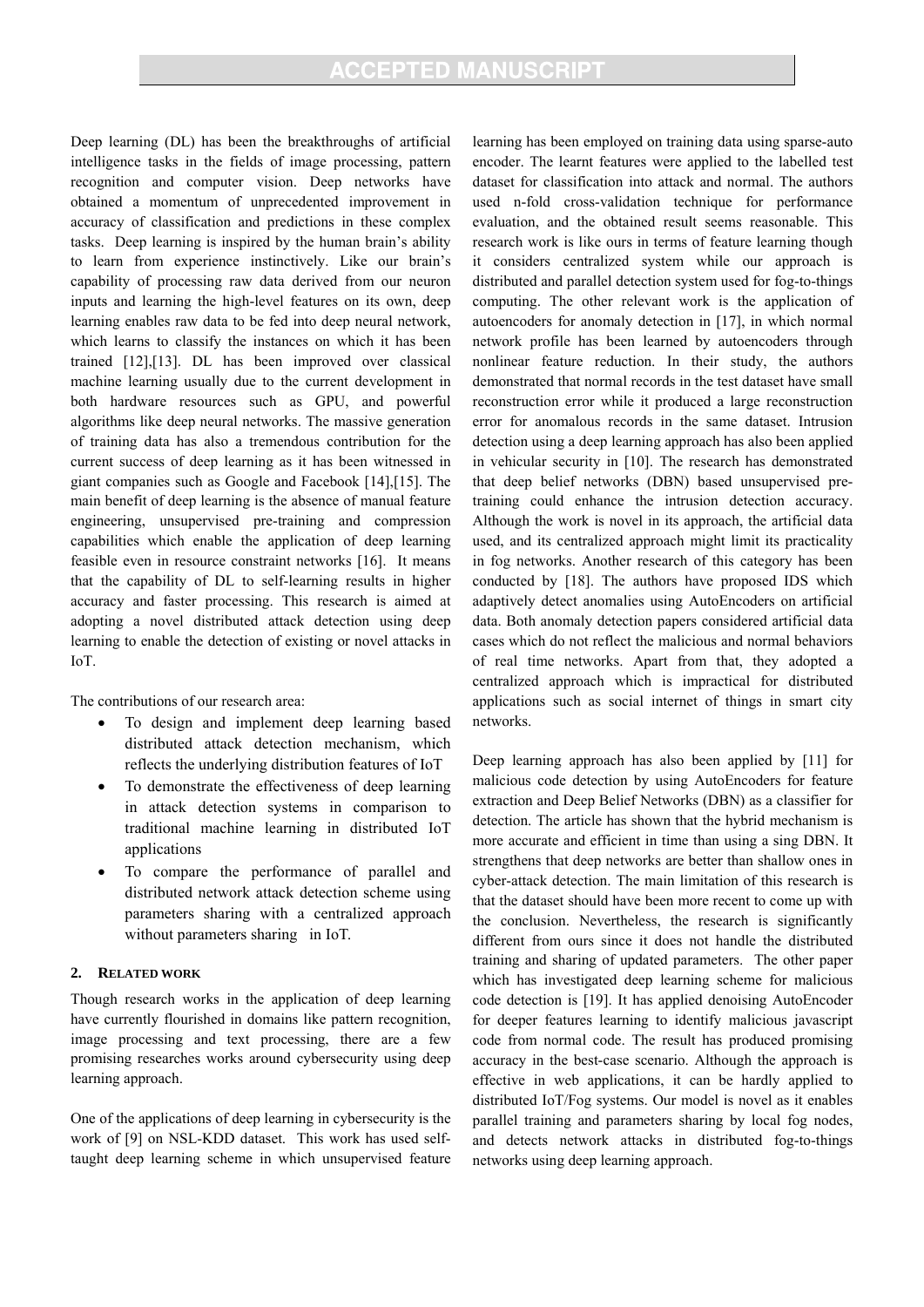Deep learning (DL) has been the breakthroughs of artificial intelligence tasks in the fields of image processing, pattern recognition and computer vision. Deep networks have obtained a momentum of unprecedented improvement in accuracy of classification and predictions in these complex tasks. Deep learning is inspired by the human brain's ability to learn from experience instinctively. Like our brain's capability of processing raw data derived from our neuron inputs and learning the high-level features on its own, deep learning enables raw data to be fed into deep neural network, which learns to classify the instances on which it has been trained [12],[13]. DL has been improved over classical machine learning usually due to the current development in both hardware resources such as GPU, and powerful algorithms like deep neural networks. The massive generation of training data has also a tremendous contribution for the current success of deep learning as it has been witnessed in giant companies such as Google and Facebook [14],[15]. The main benefit of deep learning is the absence of manual feature engineering, unsupervised pre-training and compression capabilities which enable the application of deep learning feasible even in resource constraint networks [16]. It means that the capability of DL to self-learning results in higher accuracy and faster processing. This research is aimed at adopting a novel distributed attack detection using deep learning to enable the detection of existing or novel attacks in IoT.

The contributions of our research area:

- To design and implement deep learning based distributed attack detection mechanism, which reflects the underlying distribution features of IoT
- To demonstrate the effectiveness of deep learning in attack detection systems in comparison to traditional machine learning in distributed IoT applications
- To compare the performance of parallel and distributed network attack detection scheme using parameters sharing with a centralized approach without parameters sharing in IoT.

## 2. RELATED WORK

Though research works in the application of deep learning have currently flourished in domains like pattern recognition, image processing and text processing, there are a few promising researches works around cybersecurity using deep learning approach.

One of the applications of deep learning in cybersecurity is the work of [9] on NSL-KDD dataset. This work has used self-taught deep learning scheme in which unsupervised feature learning has been employed on training data using sparse-auto encoder. The learnt features were applied to the labelled test dataset for classification into attack and normal. The authors used n-fold cross-validation technique for performance evaluation, and the obtained result seems reasonable. This research work is like ours in terms of feature learning though it considers centralized system while our approach is distributed and parallel detection system used for fog-to-things computing. The other relevant work is the application of autoencoders for anomaly detection in [17], in which normal network profile has been learned by autoencoders through nonlinear feature reduction. In their study, the authors demonstrated that normal records in the test dataset have small reconstruction error while it produced a large reconstruction error for anomalous records in the same dataset. Intrusion detection using a deep learning approach has also been applied in vehicular security in [10]. The research has demonstrated that deep belief networks (DBN) based unsupervised pre-training could enhance the intrusion detection accuracy. Although the work is novel in its approach, the artificial data used, and its centralized approach might limit its practicality in fog networks. Another research of this category has been conducted by [18]. The authors have proposed IDS which adaptively detect anomalies using AutoEncoders on artificial data. Both anomaly detection papers considered artificial data cases which do not reflect the malicious and normal behaviors of real time networks. Apart from that, they adopted a centralized approach which is impractical for distributed applications such as social internet of things in smart city networks.

Deep learning approach has also been applied by [11] for malicious code detection by using AutoEncoders for feature extraction and Deep Belief Networks (DBN) as a classifier for detection. The article has shown that the hybrid mechanism is more accurate and efficient in time than using a sing DBN. It strengthens that deep networks are better than shallow ones in cyber-attack detection. The main limitation of this research is that the dataset should have been more recent to come up with the conclusion. Nevertheless, the research is significantly different from ours since it does not handle the distributed training and sharing of updated parameters. The other paper which has investigated deep learning scheme for malicious code detection is [19]. It has applied denoising AutoEncoder for deeper features learning to identify malicious javascript code from normal code. The result has produced promising accuracy in the best-case scenario. Although the approach is effective in web applications, it can be hardly applied to distributed IoT/Fog systems. Our model is novel as it enables parallel training and parameters sharing by local fog nodes, and detects network attacks in distributed fog-to-things networks using deep learning approach.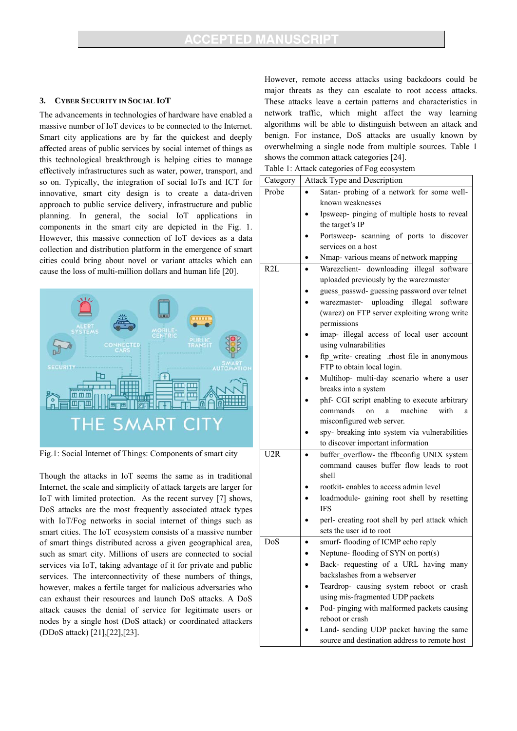## 3. Cyber Security in Social IoT

The advancements in technologies of hardware have enabled a massive number of IoT devices to be connected to the Internet. Smart city applications are by far the quickest and deeply affected areas of public services by social internet of things as this technological breakthrough is helping cities to manage effectively infrastructures such as water, power, transport, and so on. Typically, the integration of social IoTs and ICT for innovative, smart city design is to create a data-driven approach to public service delivery, infrastructure and public planning. In general, the social IoT applications in components in the smart city are depicted in the Fig. 1. However, this massive connection of IoT devices as a data collection and distribution platform in the emergence of smart cities could bring about novel or variant attacks which can cause the loss of multi-million dollars and human life [20].

Fig.1: Social Internet of Things: Components of smart city

Though the attacks in IoT seems the same as in traditional Internet, the scale and simplicity of attack targets are larger for IoT with limited protection. As the recent survey [7] shows, DoS attacks are the most frequently associated attack types with IoT/Fog networks in social internet of things as smart cities. The IoT ecosystem consists of a massive number of smart things distributed across a given geographical area, such as smart city. Millions of users are connected to social services via IoT, taking advantage of it for private and public services. The interconnectivity of these numbers of things, however, makes a fertile target for malicious adversaries who can exhaust their resources and launch DoS attacks. A DoS attack causes the denial of service for legitimate users or nodes by a single host (DoS attack) or coordinated attackers (DDoS attack) [21],[22],[23].

However, remote access attacks using backdoors could be major threats as they can escalate to root access attacks. These attacks leave a certain patterns and characteristics in network traffic, which might affect the way learning algorithms will be able to distinguish between an attack and benign. For instance, DoS attacks are usually known by overwhelming a single node from multiple sources. Table 1 shows the common attack categories [24].

Table 1: Attack categories of Fog ecosystem

| Category | Attack Type and Description |
|---|---|
| Probe | • Satan- probing of a network for some well-known weaknesses<br>• Ipsweep- pinging of multiple hosts to reveal the target's IP<br>• Portsweep- scanning of ports to discover services on a host<br>• Nmap- various means of network mapping |
| R2L | • Warezclient- downloading illegal software uploaded previously by the warezmaster<br>• guess_passwd- guessing password over telnet<br>• warezmaster- uploading illegal software (warez) on FTP server exploiting wrong write permissions<br>• imap- illegal access of local user account using vulnarabilities<br>• ftp_write- creating .rhost file in anonymous FTP to obtain local login.<br>• Multihop- multi-day scenario where a user breaks into a system<br>• phf- CGI script enabling to execute arbitrary commands on a machine with a misconfigured web server.<br>• spy- breaking into system via vulnerabilities to discover important information |
| U2R | • buffer_overflow- the ffbconfig UNIX system command causes buffer flow leads to root shell<br>• rootkit- enables to access admin level<br>• loadmodule- gaining root shell by resetting IFS<br>• perl- creating root shell by perl attack which sets the user id to root |
| DoS | • smurf- flooding of ICMP echo reply<br>• Neptune- flooding of SYN on port(s)<br>• Back- requesting of a URL having many backslashes from a webserver<br>• Teardrop- causing system reboot or crash using mis-fragmented UDP packets<br>• Pod- pinging with malformed packets causing reboot or crash<br>• Land- sending UDP packet having the same source and destination address to remote host |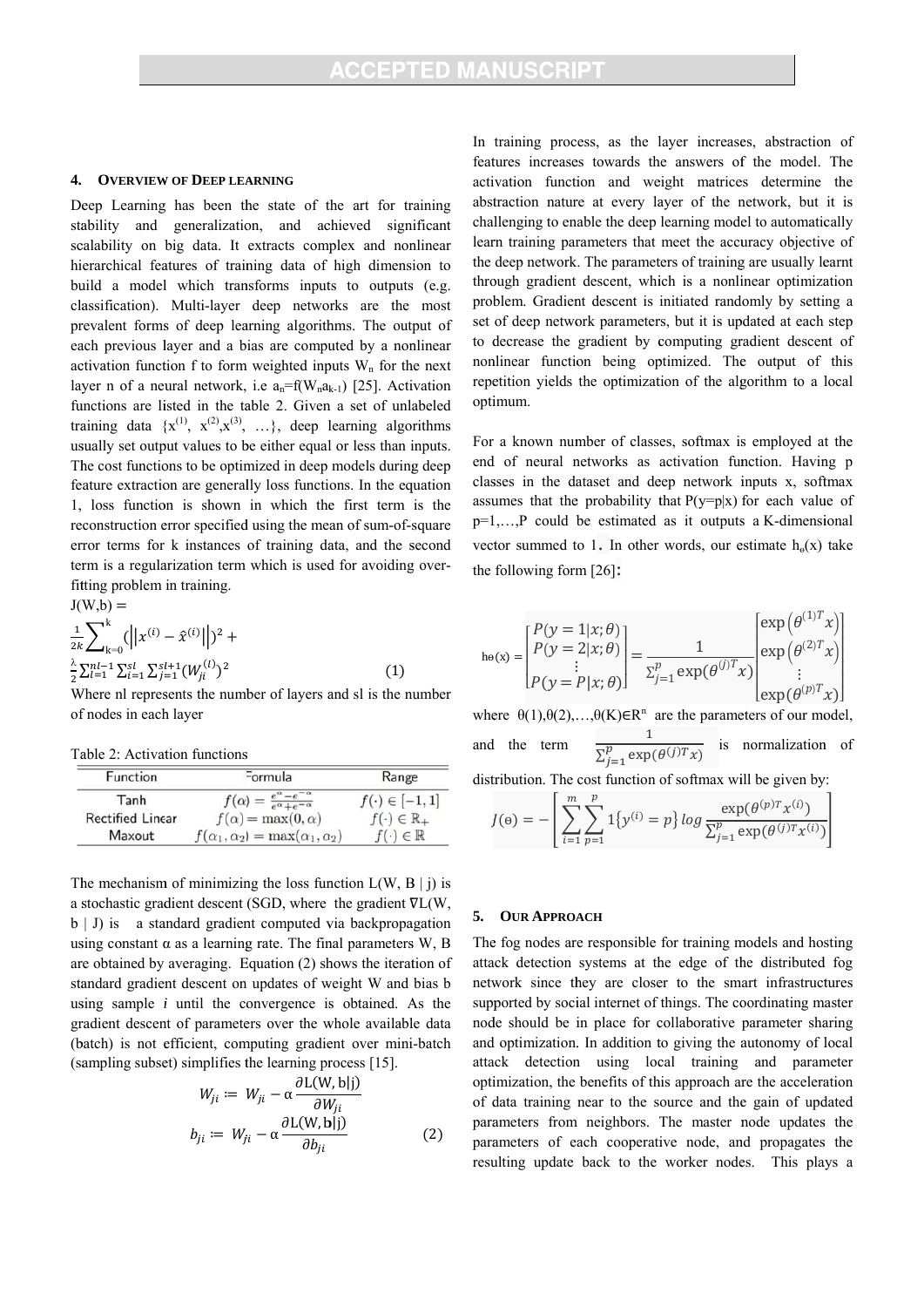## 4. Overview of Deep Learning

Deep Learning has been the state of the art for training stability and generalization, and achieved significant scalability on big data. It extracts complex and nonlinear hierarchical features of training data of high dimension to build a model which transforms inputs to outputs (e.g. classification). Multi-layer deep networks are the most prevalent forms of deep learning algorithms. The output of each previous layer and a bias are computed by a nonlinear activation function f to form weighted inputs $W_n$ for the next layer n of a neural network, i.e $a_n=f(W_n a_{k-1})$ [25]. Activation functions are listed in the table 2. Given a set of unlabeled training data $\{x^{(1)}, x^{(2)}, x^{(3)}, \ldots\}$, deep learning algorithms usually set output values to be either equal or less than inputs. The cost functions to be optimized in deep models during deep feature extraction are generally loss functions. In the equation 1, loss function is shown in which the first term is the reconstruction error specified using the mean of sum-of-square error terms for k instances of training data, and the second term is a regularization term which is used for avoiding over-fitting problem in training.

$$J(W,b) = \frac{1}{2k}\sum_{k=0}^{k}\left(\left\|x^{(i)} - \hat{x}^{(i)}\right\|\right)^2 + \frac{\lambda}{2}\sum_{l=1}^{nl-1}\sum_{i=1}^{sl}\sum_{j=1}^{sl+1}\left(W_{ji}^{(l)}\right)^2 \quad (1)$$

Where nl represents the number of layers and sl is the number of nodes in each layer

Table 2: Activation functions

| Function | Formula | Range |
|---|---|---|
| Tanh | $f(\alpha) = \frac{e^{\alpha}-e^{-\alpha}}{e^{\alpha}+e^{-\alpha}}$ | $f(\cdot) \in [-1, 1]$ |
| Rectified Linear | $f(\alpha) = \max(0, \alpha)$ | $f(\cdot) \in \mathbb{R}_{+}$ |
| Maxout | $f(\alpha_1, \alpha_2) = \max(\alpha_1, \alpha_2)$ | $f(\cdot) \in \mathbb{R}$ |

The mechanism of minimizing the loss function L(W, B | j) is a stochastic gradient descent (SGD, where the gradient ∇L(W, b | J) is a standard gradient computed via backpropagation using constant α as a learning rate. The final parameters W, B are obtained by averaging. Equation (2) shows the iteration of standard gradient descent on updates of weight W and bias b using sample *i* until the convergence is obtained. As the gradient descent of parameters over the whole available data (batch) is not efficient, computing gradient over mini-batch (sampling subset) simplifies the learning process [15].

$$W_{ji} := W_{ji} - \alpha\frac{\partial L(W, b|j)}{\partial W_{ji}}$$

$$b_{ji} := W_{ji} - \alpha\frac{\partial L(W, b|j)}{\partial b_{ji}} \quad (2)$$

In training process, as the layer increases, abstraction of features increases towards the answers of the model. The activation function and weight matrices determine the abstraction nature at every layer of the network, but it is challenging to enable the deep learning model to automatically learn training parameters that meet the accuracy objective of the deep network. The parameters of training are usually learnt through gradient descent, which is a nonlinear optimization problem. Gradient descent is initiated randomly by setting a set of deep network parameters, but it is updated at each step to decrease the gradient by computing gradient descent of nonlinear function being optimized. The output of this repetition yields the optimization of the algorithm to a local optimum.

For a known number of classes, softmax is employed at the end of neural networks as activation function. Having p classes in the dataset and deep network inputs x, softmax assumes that the probability that $P(y=p|x)$ for each value of p=1,…,P could be estimated as it outputs a K-dimensional vector summed to 1. In other words, our estimate $h_{\theta}(x)$ take the following form [26]:

$$h_{\theta}(x) = \begin{bmatrix} P(y=1|x;\theta) \\ P(y=2|x;\theta) \\ \vdots \\ P(y=P|x;\theta) \end{bmatrix} = \frac{1}{\sum_{j=1}^{p}\exp(\theta^{(j)T}x)}\begin{bmatrix} \exp\left(\theta^{(1)T}x\right) \\ \exp\left(\theta^{(2)T}x\right) \\ \vdots \\ \exp\left(\theta^{(p)T}x\right) \end{bmatrix}$$

where $\theta(1),\theta(2),\ldots,\theta(K) \in R^n$ are the parameters of our model, and the term $\frac{1}{\sum_{j=1}^{p}\exp(\theta^{(j)T}x)}$ is normalization of distribution. The cost function of softmax will be given by:

$$J(\Theta) = -\left[\sum_{i=1}^{m}\sum_{p=1}^{p} 1\{y^{(i)} = p\}\, log\, \frac{\exp(\theta^{(p)T}x^{(i)})}{\sum_{j=1}^{p}\exp(\theta^{(j)T}x^{(i)})}\right]$$

## 5. Our Approach

The fog nodes are responsible for training models and hosting attack detection systems at the edge of the distributed fog network since they are closer to the smart infrastructures supported by social internet of things. The coordinating master node should be in place for collaborative parameter sharing and optimization. In addition to giving the autonomy of local attack detection using local training and parameter optimization, the benefits of this approach are the acceleration of data training near to the source and the gain of updated parameters from neighbors. The master node updates the parameters of each cooperative node, and propagates the resulting update back to the worker nodes. This plays a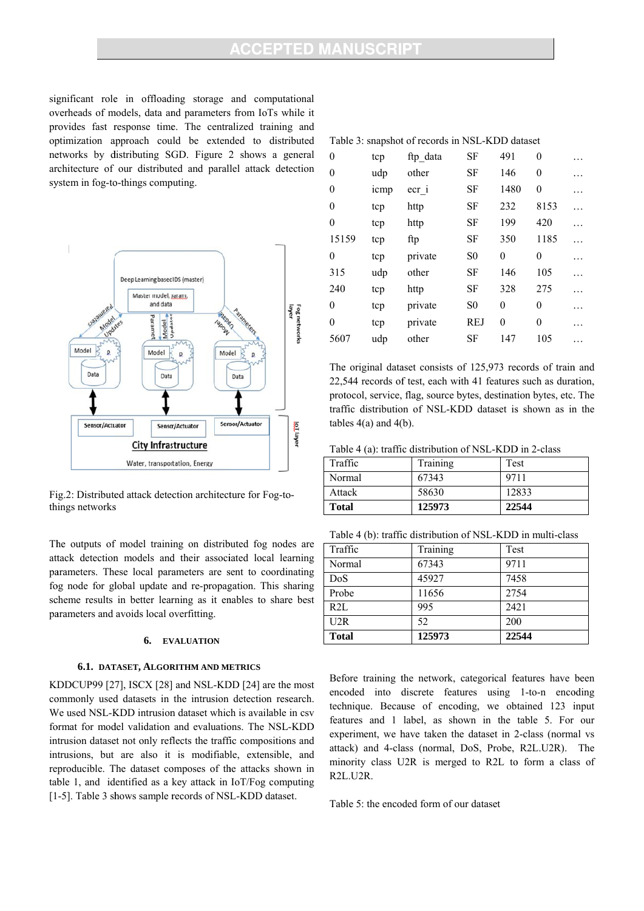significant role in offloading storage and computational overheads of models, data and parameters from IoTs while it provides fast response time. The centralized training and optimization approach could be extended to distributed networks by distributing SGD. Figure 2 shows a general architecture of our distributed and parallel attack detection system in fog-to-things computing.

Fig.2: Distributed attack detection architecture for Fog-to-things networks

The outputs of model training on distributed fog nodes are attack detection models and their associated local learning parameters. These local parameters are sent to coordinating fog node for global update and re-propagation. This sharing scheme results in better learning as it enables to share best parameters and avoids local overfitting.

## 6. EVALUATION

### 6.1. DATASET, ALGORITHM AND METRICS

KDDCUP99 [27], ISCX [28] and NSL-KDD [24] are the most commonly used datasets in the intrusion detection research. We used NSL-KDD intrusion dataset which is available in csv format for model validation and evaluations. The NSL-KDD intrusion dataset not only reflects the traffic compositions and intrusions, but are also it is modifiable, extensible, and reproducible. The dataset composes of the attacks shown in table 1, and identified as a key attack in IoT/Fog computing [1-5]. Table 3 shows sample records of NSL-KDD dataset.

Table 3: snapshot of records in NSL-KDD dataset

| | | | | | | |
|---|---|---|---|---|---|---|
| 0 | tcp | ftp_data | SF | 491 | 0 | … |
| 0 | udp | other | SF | 146 | 0 | … |
| 0 | icmp | ecr_i | SF | 1480 | 0 | … |
| 0 | tcp | http | SF | 232 | 8153 | … |
| 0 | tcp | http | SF | 199 | 420 | … |
| 15159 | tcp | ftp | SF | 350 | 1185 | … |
| 0 | tcp | private | S0 | 0 | 0 | … |
| 315 | udp | other | SF | 146 | 105 | … |
| 240 | tcp | http | SF | 328 | 275 | … |
| 0 | tcp | private | S0 | 0 | 0 | … |
| 0 | tcp | private | REJ | 0 | 0 | … |
| 5607 | udp | other | SF | 147 | 105 | … |

The original dataset consists of 125,973 records of train and 22,544 records of test, each with 41 features such as duration, protocol, service, flag, source bytes, destination bytes, etc. The traffic distribution of NSL-KDD dataset is shown as in the tables 4(a) and 4(b).

Table 4 (a): traffic distribution of NSL-KDD in 2-class

| Traffic | Training | Test |
|---|---|---|
| Normal | 67343 | 9711 |
| Attack | 58630 | 12833 |
| **Total** | **125973** | **22544** |

Table 4 (b): traffic distribution of NSL-KDD in multi-class

| Traffic | Training | Test |
|---|---|---|
| Normal | 67343 | 9711 |
| DoS | 45927 | 7458 |
| Probe | 11656 | 2754 |
| R2L | 995 | 2421 |
| U2R | 52 | 200 |
| **Total** | **125973** | **22544** |

Before training the network, categorical features have been encoded into discrete features using 1-to-n encoding technique. Because of encoding, we obtained 123 input features and 1 label, as shown in the table 5. For our experiment, we have taken the dataset in 2-class (normal vs attack) and 4-class (normal, DoS, Probe, R2L.U2R). The minority class U2R is merged to R2L to form a class of R2L.U2R.

Table 5: the encoded form of our dataset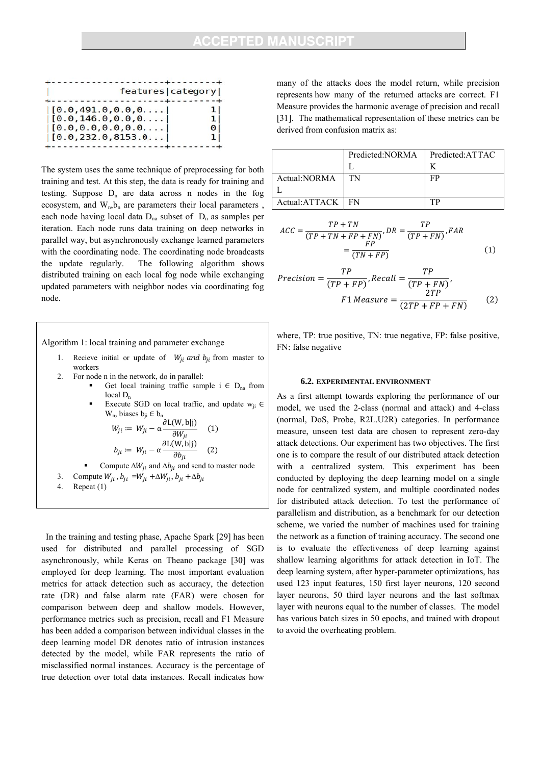```
+--------------------+--------+
|            features|category|
+--------------------+--------+
|[0.0,491.0,0.0,0....|       1|
|[0.0,146.0,0.0,0....|       1|
|[0.0,0.0,0.0,0.0,...|       0|
|[0.0,232.0,8153.0...|       1|
+--------------------+--------+
```

The system uses the same technique of preprocessing for both training and test. At this step, the data is ready for training and testing. Suppose $D_n$ are data across n nodes in the fog ecosystem, and $W_n$,$b_n$ are parameters their local parameters , each node having local data $D_{na}$ subset of $D_n$ as samples per iteration. Each node runs data training on deep networks in parallel way, but asynchronously exchange learned parameters with the coordinating node. The coordinating node broadcasts the update regularly. The following algorithm shows distributed training on each local fog node while exchanging updated parameters with neighbor nodes via coordinating fog node.

---

Algorithm 1: local training and parameter exchange

1. Recieve initial or update of $W_{ji}$ *and* $b_{ji}$ from master to workers
2. For node n in the network, do in parallel:
   - Get local training traffic sample i ∈ $D_{na}$ from local $D_n$
   - Execute SGD on local traffic, and update $w_{ji}$ ∈ $W_n$, biases $b_{ji}$ ∈ $b_n$

     $$W_{ji} := W_{ji} - \alpha \frac{\partial L(W, b|j)}{\partial W_{ji}} \quad (1)$$

     $$b_{ji} := W_{ji} - \alpha \frac{\partial L(W, b|j)}{\partial b_{ji}} \quad (2)$$

   - Compute $\Delta W_{ji}$ and $\Delta b_{ji}$ and send to master node
3. Compute $W_{ji}$ , $b_{ji}$ $=W_{ji}+\Delta W_{ji}$, $b_{ji}+\Delta b_{ji}$
4. Repeat (1)

---

In the training and testing phase, Apache Spark [29] has been used for distributed and parallel processing of SGD asynchronously, while Keras on Theano package [30] was employed for deep learning. The most important evaluation metrics for attack detection such as accuracy, the detection rate (DR) and false alarm rate (FAR) were chosen for comparison between deep and shallow models. However, performance metrics such as precision, recall and F1 Measure has been added a comparison between individual classes in the deep learning model DR denotes ratio of intrusion instances detected by the model, while FAR represents the ratio of misclassified normal instances. Accuracy is the percentage of true detection over total data instances. Recall indicates how many of the attacks does the model return, while precision represents how many of the returned attacks are correct. F1 Measure provides the harmonic average of precision and recall [31]. The mathematical representation of these metrics can be derived from confusion matrix as:

| | Predicted:NORMAL | Predicted:ATTACK |
|---|---|---|
| Actual:NORMAL | TN | FP |
| Actual:ATTACK | FN | TP |

$$ACC = \frac{TP + TN}{(TP + TN + FP + FN)}, DR = \frac{TP}{(TP + FN)}, FAR = \frac{FP}{(TN + FP)} \quad (1)$$

$$Precision = \frac{TP}{(TP + FP)}, Recall = \frac{TP}{(TP + FN)}, F1\,Measure = \frac{2TP}{(2TP + FP + FN)} \quad (2)$$

where, TP: true positive, TN: true negative, FP: false positive, FN: false negative

### 6.2. EXPERIMENTAL ENVIRONMENT

As a first attempt towards exploring the performance of our model, we used the 2-class (normal and attack) and 4-class (normal, DoS, Probe, R2L.U2R) categories. In performance measure, unseen test data are chosen to represent zero-day attack detections. Our experiment has two objectives. The first one is to compare the result of our distributed attack detection with a centralized system. This experiment has been conducted by deploying the deep learning model on a single node for centralized system, and multiple coordinated nodes for distributed attack detection. To test the performance of parallelism and distribution, as a benchmark for our detection scheme, we varied the number of machines used for training the network as a function of training accuracy. The second one is to evaluate the effectiveness of deep learning against shallow learning algorithms for attack detection in IoT. The deep learning system, after hyper-parameter optimizations, has used 123 input features, 150 first layer neurons, 120 second layer neurons, 50 third layer neurons and the last softmax layer with neurons equal to the number of classes. The model has various batch sizes in 50 epochs, and trained with dropout to avoid the overheating problem.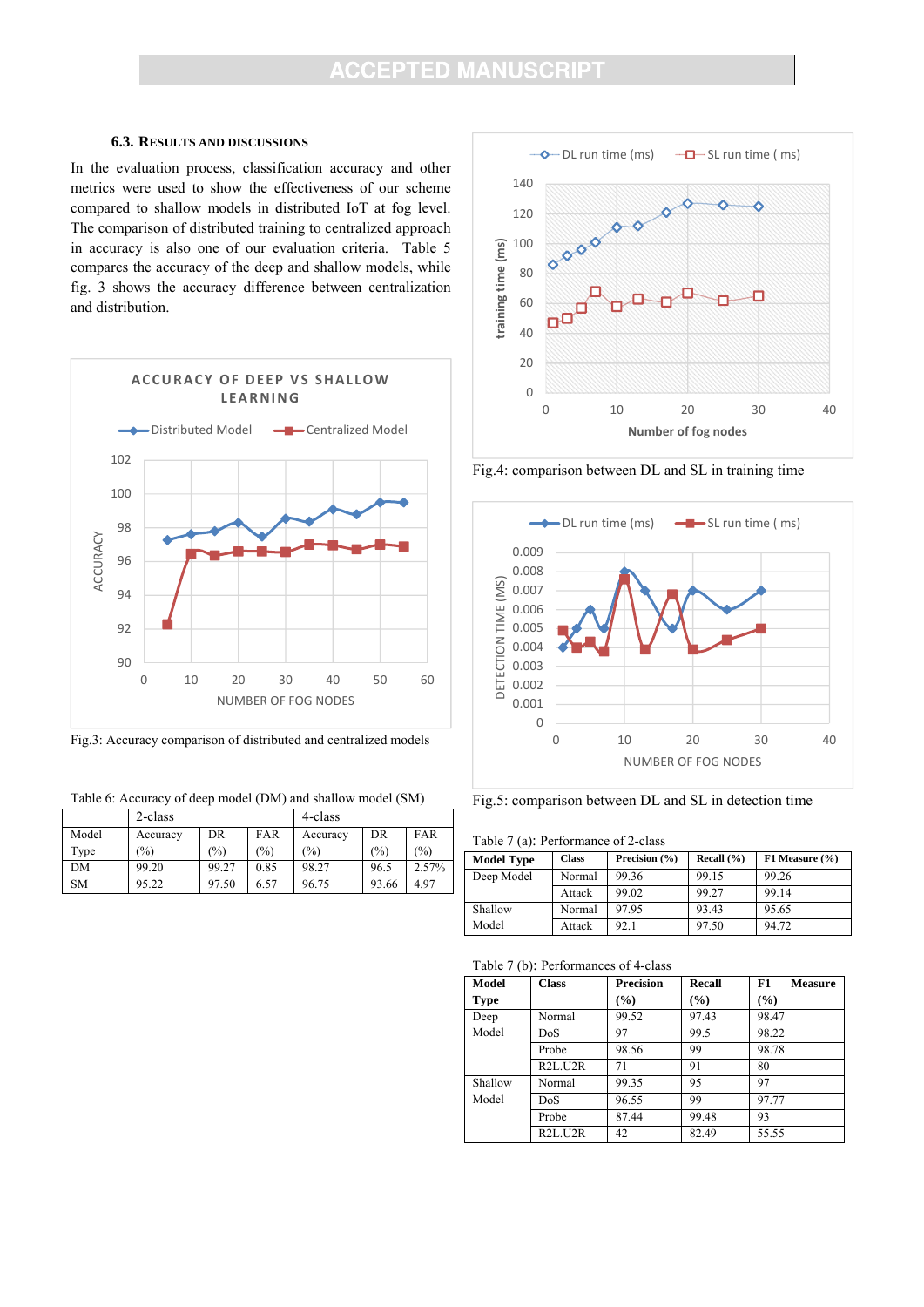### 6.3. Results and discussions

In the evaluation process, classification accuracy and other metrics were used to show the effectiveness of our scheme compared to shallow models in distributed IoT at fog level. The comparison of distributed training to centralized approach in accuracy is also one of our evaluation criteria. Table 5 compares the accuracy of the deep and shallow models, while fig. 3 shows the accuracy difference between centralization and distribution.

Fig.3: Accuracy comparison of distributed and centralized models

Table 6: Accuracy of deep model (DM) and shallow model (SM)

| Model Type | 2-class Accuracy (%) | DR (%) | FAR (%) | 4-class Accuracy (%) | DR (%) | FAR (%) |
|---|---|---|---|---|---|---|
| DM | 99.20 | 99.27 | 0.85 | 98.27 | 96.5 | 2.57% |
| SM | 95.22 | 97.50 | 6.57 | 96.75 | 93.66 | 4.97 |

Fig.4: comparison between DL and SL in training time

Fig.5: comparison between DL and SL in detection time

Table 7 (a): Performance of 2-class

| Model Type | Class | Precision (%) | Recall (%) | F1 Measure (%) |
|---|---|---|---|---|
| Deep Model | Normal | 99.36 | 99.15 | 99.26 |
| | Attack | 99.02 | 99.27 | 99.14 |
| Shallow Model | Normal | 97.95 | 93.43 | 95.65 |
| | Attack | 92.1 | 97.50 | 94.72 |

Table 7 (b): Performances of 4-class

| Model Type | Class | Precision (%) | Recall (%) | F1 Measure (%) |
|---|---|---|---|---|
| Deep Model | Normal | 99.52 | 97.43 | 98.47 |
| | DoS | 97 | 99.5 | 98.22 |
| | Probe | 98.56 | 99 | 98.78 |
| | R2L.U2R | 71 | 91 | 80 |
| Shallow Model | Normal | 99.35 | 95 | 97 |
| | DoS | 96.55 | 99 | 97.77 |
| | Probe | 87.44 | 99.48 | 93 |
| | R2L.U2R | 42 | 82.49 | 55.55 |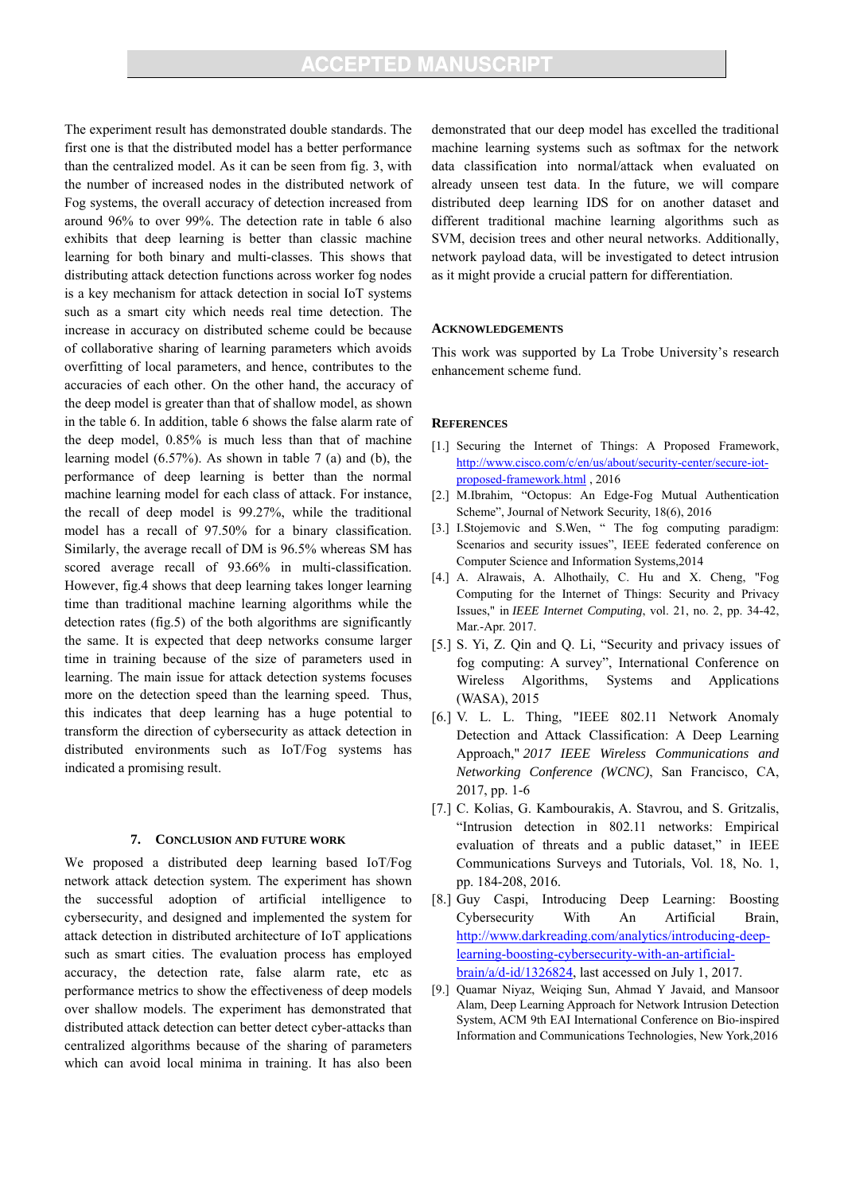The experiment result has demonstrated double standards. The first one is that the distributed model has a better performance than the centralized model. As it can be seen from fig. 3, with the number of increased nodes in the distributed network of Fog systems, the overall accuracy of detection increased from around 96% to over 99%. The detection rate in table 6 also exhibits that deep learning is better than classic machine learning for both binary and multi-classes. This shows that distributing attack detection functions across worker fog nodes is a key mechanism for attack detection in social IoT systems such as a smart city which needs real time detection. The increase in accuracy on distributed scheme could be because of collaborative sharing of learning parameters which avoids overfitting of local parameters, and hence, contributes to the accuracies of each other. On the other hand, the accuracy of the deep model is greater than that of shallow model, as shown in the table 6. In addition, table 6 shows the false alarm rate of the deep model, 0.85% is much less than that of machine learning model (6.57%). As shown in table 7 (a) and (b), the performance of deep learning is better than the normal machine learning model for each class of attack. For instance, the recall of deep model is 99.27%, while the traditional model has a recall of 97.50% for a binary classification. Similarly, the average recall of DM is 96.5% whereas SM has scored average recall of 93.66% in multi-classification. However, fig.4 shows that deep learning takes longer learning time than traditional machine learning algorithms while the detection rates (fig.5) of the both algorithms are significantly the same. It is expected that deep networks consume larger time in training because of the size of parameters used in learning. The main issue for attack detection systems focuses more on the detection speed than the learning speed. Thus, this indicates that deep learning has a huge potential to transform the direction of cybersecurity as attack detection in distributed environments such as IoT/Fog systems has indicated a promising result.

## 7. Conclusion and Future Work

We proposed a distributed deep learning based IoT/Fog network attack detection system. The experiment has shown the successful adoption of artificial intelligence to cybersecurity, and designed and implemented the system for attack detection in distributed architecture of IoT applications such as smart cities. The evaluation process has employed accuracy, the detection rate, false alarm rate, etc as performance metrics to show the effectiveness of deep models over shallow models. The experiment has demonstrated that distributed attack detection can better detect cyber-attacks than centralized algorithms because of the sharing of parameters which can avoid local minima in training. It has also been demonstrated that our deep model has excelled the traditional machine learning systems such as softmax for the network data classification into normal/attack when evaluated on already unseen test data. In the future, we will compare distributed deep learning IDS for on another dataset and different traditional machine learning algorithms such as SVM, decision trees and other neural networks. Additionally, network payload data, will be investigated to detect intrusion as it might provide a crucial pattern for differentiation.

## Acknowledgements

This work was supported by La Trobe University's research enhancement scheme fund.

## References

[1.] Securing the Internet of Things: A Proposed Framework, http://www.cisco.com/c/en/us/about/security-center/secure-iot-proposed-framework.html , 2016

[2.] M.Ibrahim, "Octopus: An Edge-Fog Mutual Authentication Scheme", Journal of Network Security, 18(6), 2016

[3.] I.Stojemovic and S.Wen, " The fog computing paradigm: Scenarios and security issues", IEEE federated conference on Computer Science and Information Systems,2014

[4.] A. Alrawais, A. Alhothaily, C. Hu and X. Cheng, "Fog Computing for the Internet of Things: Security and Privacy Issues," in *IEEE Internet Computing*, vol. 21, no. 2, pp. 34-42, Mar.-Apr. 2017.

[5.] S. Yi, Z. Qin and Q. Li, "Security and privacy issues of fog computing: A survey", International Conference on Wireless Algorithms, Systems and Applications (WASA), 2015

[6.] V. L. L. Thing, "IEEE 802.11 Network Anomaly Detection and Attack Classification: A Deep Learning Approach," *2017 IEEE Wireless Communications and Networking Conference (WCNC)*, San Francisco, CA, 2017, pp. 1-6

[7.] C. Kolias, G. Kambourakis, A. Stavrou, and S. Gritzalis, "Intrusion detection in 802.11 networks: Empirical evaluation of threats and a public dataset," in IEEE Communications Surveys and Tutorials, Vol. 18, No. 1, pp. 184-208, 2016.

[8.] Guy Caspi, Introducing Deep Learning: Boosting Cybersecurity With An Artificial Brain, http://www.darkreading.com/analytics/introducing-deep-learning-boosting-cybersecurity-with-an-artificial-brain/a/d-id/1326824, last accessed on July 1, 2017.

[9.] Quamar Niyaz, Weiqing Sun, Ahmad Y Javaid, and Mansoor Alam, Deep Learning Approach for Network Intrusion Detection System, ACM 9th EAI International Conference on Bio-inspired Information and Communications Technologies, New York,2016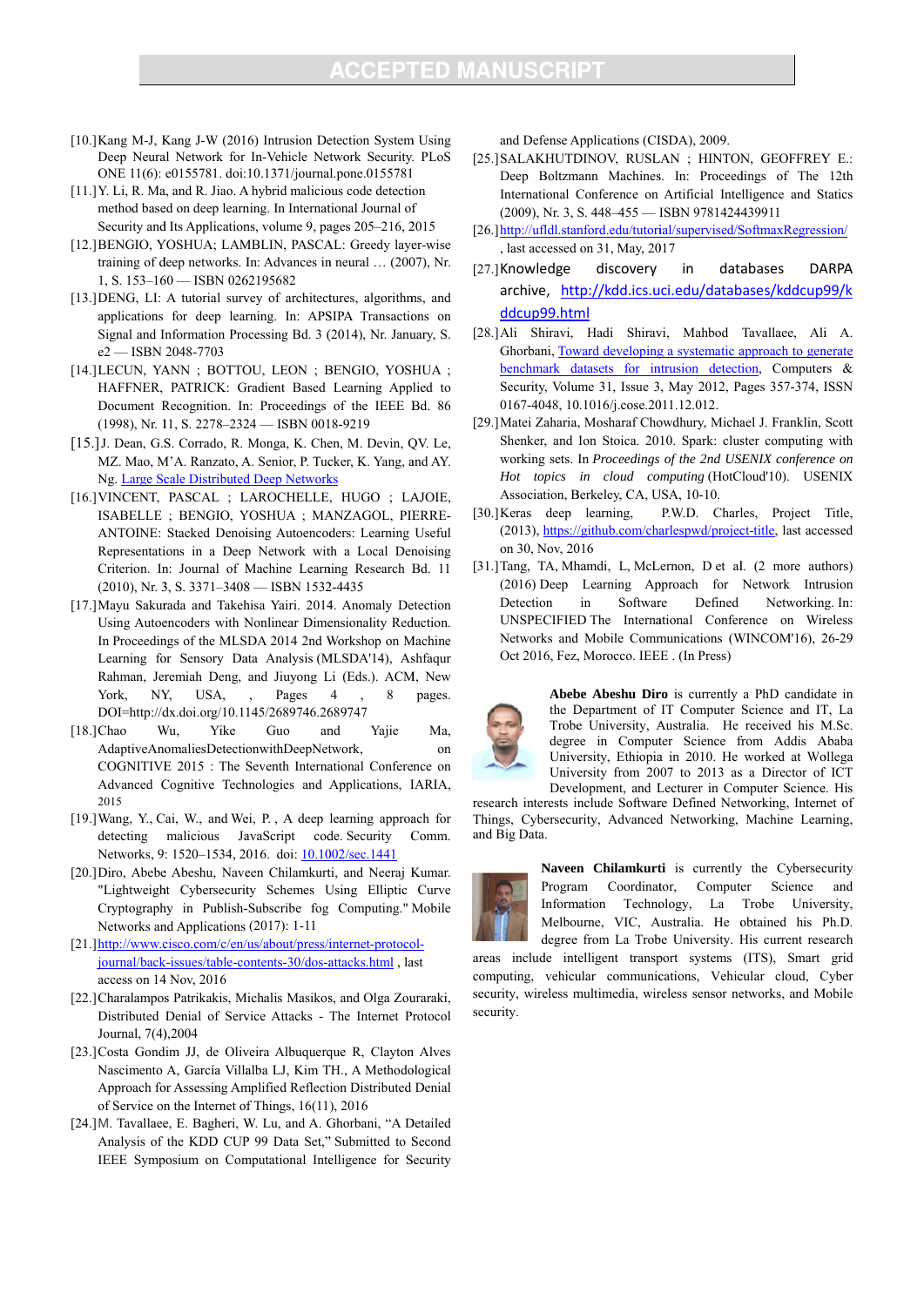[10.]Kang M-J, Kang J-W (2016) Intrusion Detection System Using Deep Neural Network for In-Vehicle Network Security. PLoS ONE 11(6): e0155781. doi:10.1371/journal.pone.0155781

[11.]Y. Li, R. Ma, and R. Jiao. A hybrid malicious code detection method based on deep learning. In International Journal of Security and Its Applications, volume 9, pages 205–216, 2015

[12.]BENGIO, YOSHUA; LAMBLIN, PASCAL: Greedy layer-wise training of deep networks. In: Advances in neural … (2007), Nr. 1, S. 153–160 — ISBN 0262195682

[13.]DENG, LI: A tutorial survey of architectures, algorithms, and applications for deep learning. In: APSIPA Transactions on Signal and Information Processing Bd. 3 (2014), Nr. January, S. e2 — ISBN 2048-7703

[14.]LECUN, YANN ; BOTTOU, LEON ; BENGIO, YOSHUA ; HAFFNER, PATRICK: Gradient Based Learning Applied to Document Recognition. In: Proceedings of the IEEE Bd. 86 (1998), Nr. 11, S. 2278–2324 — ISBN 0018-9219

[15.]J. Dean, G.S. Corrado, R. Monga, K. Chen, M. Devin, QV. Le, MZ. Mao, M'A. Ranzato, A. Senior, P. Tucker, K. Yang, and AY. Ng. Large Scale Distributed Deep Networks

[16.]VINCENT, PASCAL ; LAROCHELLE, HUGO ; LAJOIE, ISABELLE ; BENGIO, YOSHUA ; MANZAGOL, PIERRE-ANTOINE: Stacked Denoising Autoencoders: Learning Useful Representations in a Deep Network with a Local Denoising Criterion. In: Journal of Machine Learning Research Bd. 11 (2010), Nr. 3, S. 3371–3408 — ISBN 1532-4435

[17.]Mayu Sakurada and Takehisa Yairi. 2014. Anomaly Detection Using Autoencoders with Nonlinear Dimensionality Reduction. In Proceedings of the MLSDA 2014 2nd Workshop on Machine Learning for Sensory Data Analysis (MLSDA'14), Ashfaqur Rahman, Jeremiah Deng, and Jiuyong Li (Eds.). ACM, New York, NY, USA, , Pages 4 , 8 pages. DOI=http://dx.doi.org/10.1145/2689746.2689747

[18.]Chao Wu, Yike Guo and Yajie Ma, AdaptiveAnomaliesDetectionwithDeepNetwork, on COGNITIVE 2015 : The Seventh International Conference on Advanced Cognitive Technologies and Applications, IARIA, 2015

[19.]Wang, Y., Cai, W., and Wei, P. , A deep learning approach for detecting malicious JavaScript code. Security Comm. Networks, 9: 1520–1534, 2016. doi: 10.1002/sec.1441

[20.]Diro, Abebe Abeshu, Naveen Chilamkurti, and Neeraj Kumar. "Lightweight Cybersecurity Schemes Using Elliptic Curve Cryptography in Publish-Subscribe fog Computing." Mobile Networks and Applications (2017): 1-11

[21.]http://www.cisco.com/c/en/us/about/press/internet-protocol-journal/back-issues/table-contents-30/dos-attacks.html , last access on 14 Nov, 2016

[22.]Charalampos Patrikakis, Michalis Masikos, and Olga Zouraraki, Distributed Denial of Service Attacks - The Internet Protocol Journal, 7(4),2004

[23.]Costa Gondim JJ, de Oliveira Albuquerque R, Clayton Alves Nascimento A, García Villalba LJ, Kim TH., A Methodological Approach for Assessing Amplified Reflection Distributed Denial of Service on the Internet of Things, 16(11), 2016

[24.]M. Tavallaee, E. Bagheri, W. Lu, and A. Ghorbani, "A Detailed Analysis of the KDD CUP 99 Data Set," Submitted to Second IEEE Symposium on Computational Intelligence for Security and Defense Applications (CISDA), 2009.

[25.]SALAKHUTDINOV, RUSLAN ; HINTON, GEOFFREY E.: Deep Boltzmann Machines. In: Proceedings of The 12th International Conference on Artificial Intelligence and Statics (2009), Nr. 3, S. 448–455 — ISBN 9781424439911

[26.]http://ufldl.stanford.edu/tutorial/supervised/SoftmaxRegression/ , last accessed on 31, May, 2017

[27.]Knowledge discovery in databases DARPA archive, http://kdd.ics.uci.edu/databases/kddcup99/kddcup99.html

[28.]Ali Shiravi, Hadi Shiravi, Mahbod Tavallaee, Ali A. Ghorbani, Toward developing a systematic approach to generate benchmark datasets for intrusion detection, Computers & Security, Volume 31, Issue 3, May 2012, Pages 357-374, ISSN 0167-4048, 10.1016/j.cose.2011.12.012.

[29.]Matei Zaharia, Mosharaf Chowdhury, Michael J. Franklin, Scott Shenker, and Ion Stoica. 2010. Spark: cluster computing with working sets. In *Proceedings of the 2nd USENIX conference on Hot topics in cloud computing* (HotCloud'10). USENIX Association, Berkeley, CA, USA, 10-10.

[30.]Keras deep learning, P.W.D. Charles, Project Title, (2013), https://github.com/charlespwd/project-title, last accessed on 30, Nov, 2016

[31.]Tang, TA, Mhamdi, L, McLernon, D et al. (2 more authors) (2016) Deep Learning Approach for Network Intrusion Detection in Software Defined Networking. In: UNSPECIFIED The International Conference on Wireless Networks and Mobile Communications (WINCOM'16), 26-29 Oct 2016, Fez, Morocco. IEEE . (In Press)

**Abebe Abeshu Diro** is currently a PhD candidate in the Department of IT Computer Science and IT, La Trobe University, Australia. He received his M.Sc. degree in Computer Science from Addis Ababa University, Ethiopia in 2010. He worked at Wollega University from 2007 to 2013 as a Director of ICT Development, and Lecturer in Computer Science. His research interests include Software Defined Networking, Internet of Things, Cybersecurity, Advanced Networking, Machine Learning, and Big Data.

**Naveen Chilamkurti** is currently the Cybersecurity Program Coordinator, Computer Science and Information Technology, La Trobe University, Melbourne, VIC, Australia. He obtained his Ph.D. degree from La Trobe University. His current research areas include intelligent transport systems (ITS), Smart grid computing, vehicular communications, Vehicular cloud, Cyber security, wireless multimedia, wireless sensor networks, and Mobile security.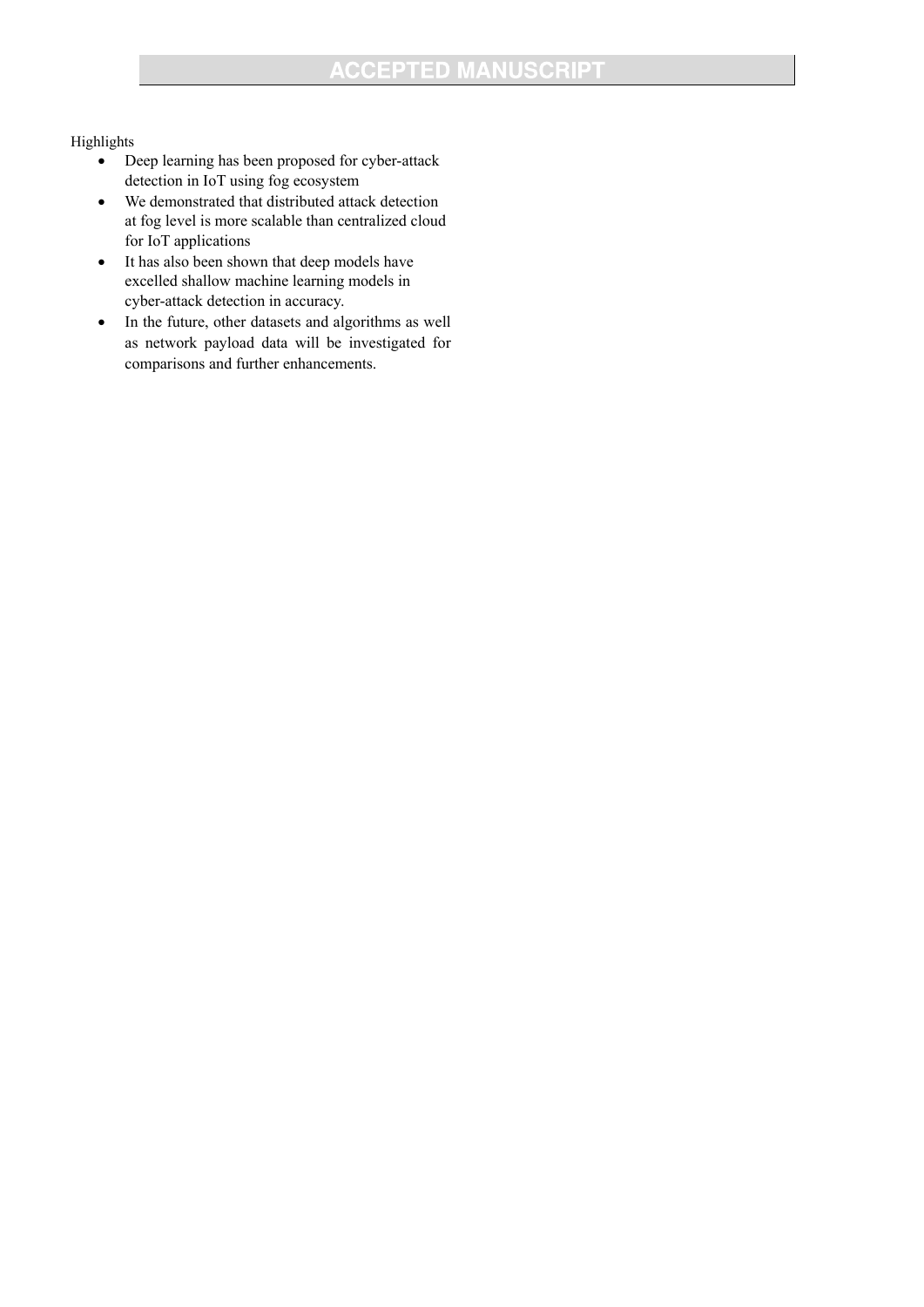Highlights

- Deep learning has been proposed for cyber-attack detection in IoT using fog ecosystem
- We demonstrated that distributed attack detection at fog level is more scalable than centralized cloud for IoT applications
- It has also been shown that deep models have excelled shallow machine learning models in cyber-attack detection in accuracy.
- In the future, other datasets and algorithms as well as network payload data will be investigated for comparisons and further enhancements.